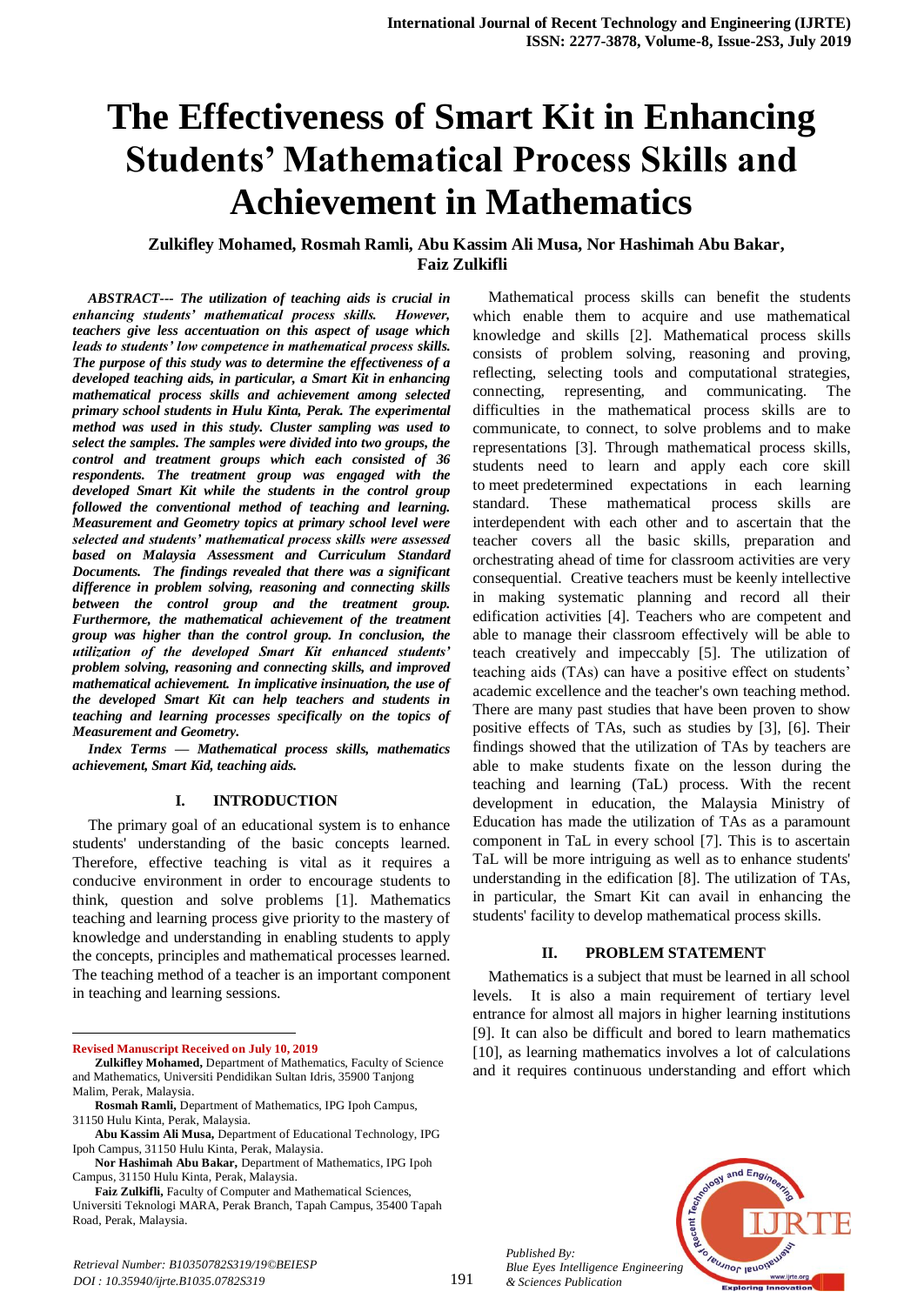# The Effectiveness of Smart Kit in Enhancing Students' Mathematical Process Skills and Achievement in Mathematics

**Zulkifley Mohamed, Rosmah Ramli, Abu Kassim Ali Musa, Nor Hashimah Abu Bakar, Faiz Zulkifli**

***ABSTRACT--- The utilization of teaching aids is crucial in enhancing students' mathematical process skills. However, teachers give less accentuation on this aspect of usage which leads to students' low competence in mathematical process skills. The purpose of this study was to determine the effectiveness of a developed teaching aids, in particular, a Smart Kit in enhancing mathematical process skills and achievement among selected primary school students in Hulu Kinta, Perak. The experimental method was used in this study. Cluster sampling was used to select the samples. The samples were divided into two groups, the control and treatment groups which each consisted of 36 respondents. The treatment group was engaged with the developed Smart Kit while the students in the control group followed the conventional method of teaching and learning. Measurement and Geometry topics at primary school level were selected and students' mathematical process skills were assessed based on Malaysia Assessment and Curriculum Standard Documents. The findings revealed that there was a significant difference in problem solving, reasoning and connecting skills between the control group and the treatment group. Furthermore, the mathematical achievement of the treatment group was higher than the control group. In conclusion, the utilization of the developed Smart Kit enhanced students' problem solving, reasoning and connecting skills, and improved mathematical achievement. In implicative insinuation, the use of the developed Smart Kit can help teachers and students in teaching and learning processes specifically on the topics of Measurement and Geometry.***

***Index Terms — Mathematical process skills, mathematics achievement, Smart Kid, teaching aids.***

## I. INTRODUCTION

The primary goal of an educational system is to enhance students' understanding of the basic concepts learned. Therefore, effective teaching is vital as it requires a conducive environment in order to encourage students to think, question and solve problems [1]. Mathematics teaching and learning process give priority to the mastery of knowledge and understanding in enabling students to apply the concepts, principles and mathematical processes learned. The teaching method of a teacher is an important component in teaching and learning sessions.

**Revised Manuscript Received on July 10, 2019**

**Zulkifley Mohamed,** Department of Mathematics, Faculty of Science and Mathematics, Universiti Pendidikan Sultan Idris, 35900 Tanjong Malim, Perak, Malaysia.

**Rosmah Ramli,** Department of Mathematics, IPG Ipoh Campus, 31150 Hulu Kinta, Perak, Malaysia.

**Abu Kassim Ali Musa,** Department of Educational Technology, IPG Ipoh Campus, 31150 Hulu Kinta, Perak, Malaysia.

**Nor Hashimah Abu Bakar,** Department of Mathematics, IPG Ipoh Campus, 31150 Hulu Kinta, Perak, Malaysia.

**Faiz Zulkifli,** Faculty of Computer and Mathematical Sciences, Universiti Teknologi MARA, Perak Branch, Tapah Campus, 35400 Tapah Road, Perak, Malaysia.

Mathematical process skills can benefit the students which enable them to acquire and use mathematical knowledge and skills [2]. Mathematical process skills consists of problem solving, reasoning and proving, reflecting, selecting tools and computational strategies, connecting, representing, and communicating. The difficulties in the mathematical process skills are to communicate, to connect, to solve problems and to make representations [3]. Through mathematical process skills, students need to learn and apply each core skill to meet predetermined expectations in each learning standard. These mathematical process skills are interdependent with each other and to ascertain that the teacher covers all the basic skills, preparation and orchestrating ahead of time for classroom activities are very consequential. Creative teachers must be keenly intellective in making systematic planning and record all their edification activities [4]. Teachers who are competent and able to manage their classroom effectively will be able to teach creatively and impeccably [5]. The utilization of teaching aids (TAs) can have a positive effect on students' academic excellence and the teacher's own teaching method. There are many past studies that have been proven to show positive effects of TAs, such as studies by [3], [6]. Their findings showed that the utilization of TAs by teachers are able to make students fixate on the lesson during the teaching and learning (TaL) process. With the recent development in education, the Malaysia Ministry of Education has made the utilization of TAs as a paramount component in TaL in every school [7]. This is to ascertain TaL will be more intriguing as well as to enhance students' understanding in the edification [8]. The utilization of TAs, in particular, the Smart Kit can avail in enhancing the students' facility to develop mathematical process skills.

## II. PROBLEM STATEMENT

Mathematics is a subject that must be learned in all school levels. It is also a main requirement of tertiary level entrance for almost all majors in higher learning institutions [9]. It can also be difficult and bored to learn mathematics [10], as learning mathematics involves a lot of calculations and it requires continuous understanding and effort which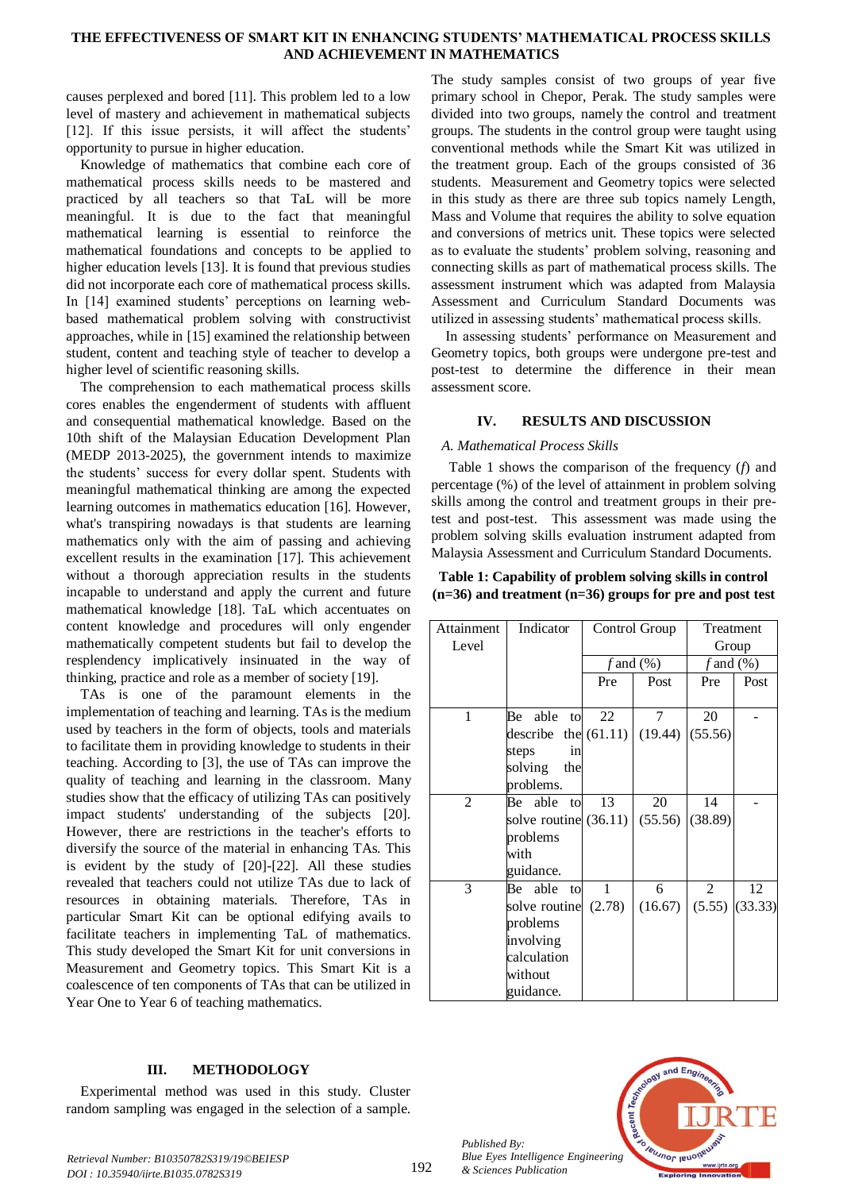causes perplexed and bored [11]. This problem led to a low level of mastery and achievement in mathematical subjects [12]. If this issue persists, it will affect the students' opportunity to pursue in higher education.

Knowledge of mathematics that combine each core of mathematical process skills needs to be mastered and practiced by all teachers so that TaL will be more meaningful. It is due to the fact that meaningful mathematical learning is essential to reinforce the mathematical foundations and concepts to be applied to higher education levels [13]. It is found that previous studies did not incorporate each core of mathematical process skills. In [14] examined students' perceptions on learning web-based mathematical problem solving with constructivist approaches, while in [15] examined the relationship between student, content and teaching style of teacher to develop a higher level of scientific reasoning skills.

The comprehension to each mathematical process skills cores enables the engenderment of students with affluent and consequential mathematical knowledge. Based on the 10th shift of the Malaysian Education Development Plan (MEDP 2013-2025), the government intends to maximize the students' success for every dollar spent. Students with meaningful mathematical thinking are among the expected learning outcomes in mathematics education [16]. However, what's transpiring nowadays is that students are learning mathematics only with the aim of passing and achieving excellent results in the examination [17]. This achievement without a thorough appreciation results in the students incapable to understand and apply the current and future mathematical knowledge [18]. TaL which accentuates on content knowledge and procedures will only engender mathematically competent students but fail to develop the resplendency implicatively insinuated in the way of thinking, practice and role as a member of society [19].

TAs is one of the paramount elements in the implementation of teaching and learning. TAs is the medium used by teachers in the form of objects, tools and materials to facilitate them in providing knowledge to students in their teaching. According to [3], the use of TAs can improve the quality of teaching and learning in the classroom. Many studies show that the efficacy of utilizing TAs can positively impact students' understanding of the subjects [20]. However, there are restrictions in the teacher's efforts to diversify the source of the material in enhancing TAs. This is evident by the study of [20]-[22]. All these studies revealed that teachers could not utilize TAs due to lack of resources in obtaining materials. Therefore, TAs in particular Smart Kit can be optional edifying avails to facilitate teachers in implementing TaL of mathematics. This study developed the Smart Kit for unit conversions in Measurement and Geometry topics. This Smart Kit is a coalescence of ten components of TAs that can be utilized in Year One to Year 6 of teaching mathematics.

## III. METHODOLOGY

Experimental method was used in this study. Cluster random sampling was engaged in the selection of a sample. The study samples consist of two groups of year five primary school in Chepor, Perak. The study samples were divided into two groups, namely the control and treatment groups. The students in the control group were taught using conventional methods while the Smart Kit was utilized in the treatment group. Each of the groups consisted of 36 students. Measurement and Geometry topics were selected in this study as there are three sub topics namely Length, Mass and Volume that requires the ability to solve equation and conversions of metrics unit. These topics were selected as to evaluate the students' problem solving, reasoning and connecting skills as part of mathematical process skills. The assessment instrument which was adapted from Malaysia Assessment and Curriculum Standard Documents was utilized in assessing students' mathematical process skills.

In assessing students' performance on Measurement and Geometry topics, both groups were undergone pre-test and post-test to determine the difference in their mean assessment score.

## IV. RESULTS AND DISCUSSION

### *A. Mathematical Process Skills*

Table 1 shows the comparison of the frequency (*f*) and percentage (%) of the level of attainment in problem solving skills among the control and treatment groups in their pre-test and post-test. This assessment was made using the problem solving skills evaluation instrument adapted from Malaysia Assessment and Curriculum Standard Documents.

**Table 1: Capability of problem solving skills in control (n=36) and treatment (n=36) groups for pre and post test**

| Attainment Level | Indicator | Control Group | | Treatment Group | |
|---|---|---|---|---|---|
| | | *f* and (%) | | *f* and (%) | |
| | | Pre | Post | Pre | Post |
| 1 | Be able to describe the steps in solving the problems. | 22 (61.11) | 7 (19.44) | 20 (55.56) | - |
| 2 | Be able to solve routine problems with guidance. | 13 (36.11) | 20 (55.56) | 14 (38.89) | - |
| 3 | Be able to solve routine problems involving calculation without guidance. | 1 (2.78) | 6 (16.67) | 2 (5.55) | 12 (33.33) |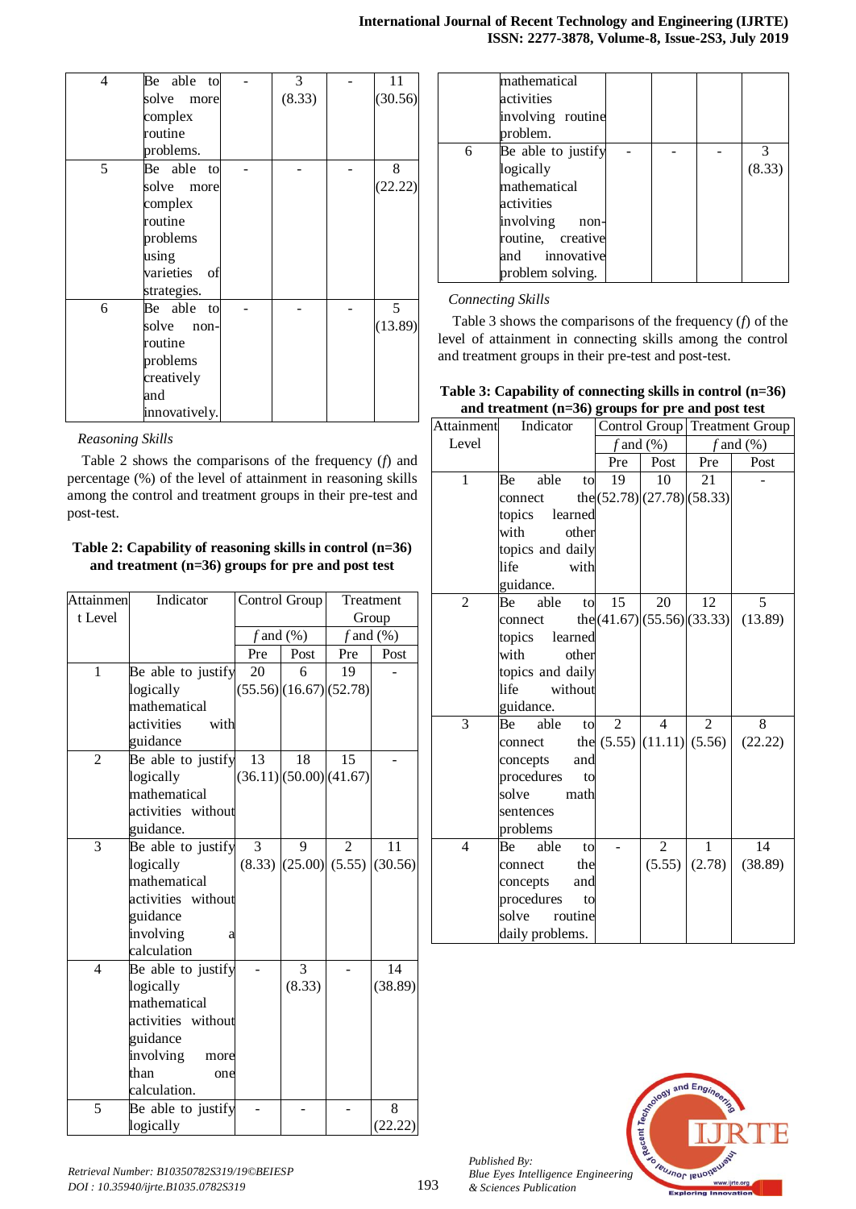| 4 | Be able to solve more complex routine problems. | - | 3 (8.33) | - | 11 (30.56) |
|---|---|---|---|---|---|
| 5 | Be able to solve more complex routine problems using varieties of strategies. | - | - | - | 8 (22.22) |
| 6 | Be able to solve non-routine problems creatively and innovatively. | - | - | - | 5 (13.89) |

*Reasoning Skills*

Table 2 shows the comparisons of the frequency (*f*) and percentage (%) of the level of attainment in reasoning skills among the control and treatment groups in their pre-test and post-test.

**Table 2: Capability of reasoning skills in control (n=36) and treatment (n=36) groups for pre and post test**

| Attainment Level | Indicator | Control Group | | Treatment Group | |
|---|---|---|---|---|---|
| | | *f* and (%) | | *f* and (%) | |
| | | Pre | Post | Pre | Post |
| 1 | Be able to justify logically mathematical activities with guidance | 20 (55.56) | 6 (16.67) | 19 (52.78) | - |
| 2 | Be able to justify logically mathematical activities without guidance. | 13 (36.11) | 18 (50.00) | 15 (41.67) | - |
| 3 | Be able to justify logically mathematical activities without guidance involving a calculation | 3 (8.33) | 9 (25.00) | 2 (5.55) | 11 (30.56) |
| 4 | Be able to justify logically mathematical activities without guidance involving more than one calculation. | - | 3 (8.33) | - | 14 (38.89) |
| 5 | Be able to justify logically mathematical activities involving routine problem. | - | - | - | 8 (22.22) |
| 6 | Be able to justify logically mathematical activities involving non-routine, creative and innovative problem solving. | - | - | - | 3 (8.33) |

*Connecting Skills*

Table 3 shows the comparisons of the frequency (*f*) of the level of attainment in connecting skills among the control and treatment groups in their pre-test and post-test.

**Table 3: Capability of connecting skills in control (n=36) and treatment (n=36) groups for pre and post test**

| Attainment Level | Indicator | Control Group | | Treatment Group | |
|---|---|---|---|---|---|
| | | *f* and (%) | | *f* and (%) | |
| | | Pre | Post | Pre | Post |
| 1 | Be able to connect the topics learned with other topics and daily life with guidance. | 19 (52.78) | 10 (27.78) | 21 (58.33) | - |
| 2 | Be able to connect the topics learned with other topics and daily life without guidance. | 15 (41.67) | 20 (55.56) | 12 (33.33) | 5 (13.89) |
| 3 | Be able to connect the concepts and procedures to solve math sentences problems | 2 (5.55) | 4 (11.11) | 2 (5.56) | 8 (22.22) |
| 4 | Be able to connect the concepts and procedures to solve routine daily problems. | - | 2 (5.55) | 1 (2.78) | 14 (38.89) |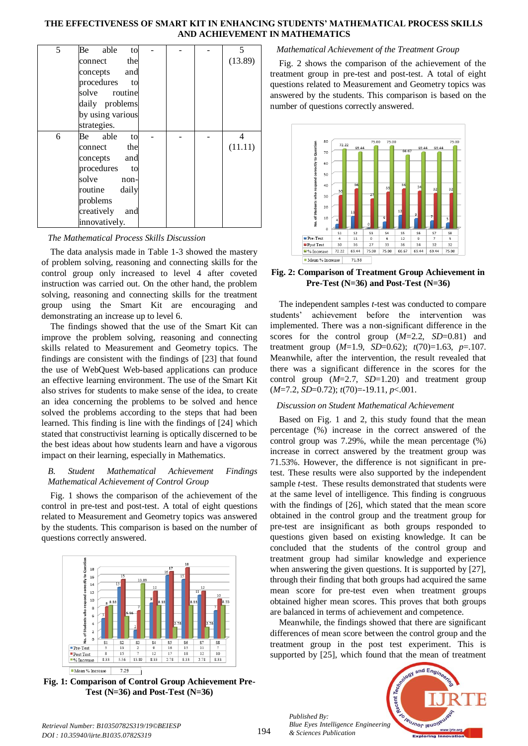| 5 | Be able to connect the concepts and procedures to solve routine daily problems by using various strategies. | - | - | - | 5 (13.89) |
|---|---|---|---|---|---|
| 6 | Be able to connect the concepts and procedures to solve non-routine daily problems creatively and innovatively. | - | - | - | 4 (11.11) |

*The Mathematical Process Skills Discussion*

The data analysis made in Table 1-3 showed the mastery of problem solving, reasoning and connecting skills for the control group only increased to level 4 after coveted instruction was carried out. On the other hand, the problem solving, reasoning and connecting skills for the treatment group using the Smart Kit are encouraging and demonstrating an increase up to level 6.

The findings showed that the use of the Smart Kit can improve the problem solving, reasoning and connecting skills related to Measurement and Geometry topics. The findings are consistent with the findings of [23] that found the use of WebQuest Web-based applications can produce an effective learning environment. The use of the Smart Kit also strives for students to make sense of the idea, to create an idea concerning the problems to be solved and hence solved the problems according to the steps that had been learned. This finding is line with the findings of [24] which stated that constructivist learning is optically discerned to be the best ideas about how students learn and have a vigorous impact on their learning, especially in Mathematics.

*B. Student Mathematical Achievement Findings*

*Mathematical Achievement of Control Group*

Fig. 1 shows the comparison of the achievement of the control in pre-test and post-test. A total of eight questions related to Measurement and Geometry topics was answered by the students. This comparison is based on the number of questions correctly answered.

|  | S1 | S2 | S3 | S4 | S5 | S6 | S7 | S8 |
|---|---|---|---|---|---|---|---|---|
| Pre-Test | 5 | 13 | 2 | 9 | 16 | 15 | 11 | 7 |
| Post Test | 8 | 15 | 7 | 12 | 17 | 18 | 12 | 10 |
| % Increase | 8.33 | 5.56 | 13.89 | 8.33 | 2.78 | 8.33 | 2.78 | 8.33 |

| Mean % Increase | 7.29 |
|---|---|

**Fig. 1: Comparison of Control Group Achievement Pre-Test (N=36) and Post-Test (N=36)**

*Mathematical Achievement of the Treatment Group*

Fig. 2 shows the comparison of the achievement of the treatment group in pre-test and post-test. A total of eight questions related to Measurement and Geometry topics was answered by the students. This comparison is based on the number of questions correctly answered.

|  | S1 | S2 | S3 | S4 | S5 | S6 | S7 | S8 |
|---|---|---|---|---|---|---|---|---|
| Pre-Test | 4 | 11 | 0 | 6 | 12 | 9 | 7 | 5 |
| Post Test | 30 | 36 | 27 | 33 | 36 | 34 | 32 | 32 |
| % Increase | 72.22 | 69.44 | 75.00 | 75.00 | 66.67 | 69.44 | 69.44 | 75.00 |

| Mean % Increase | 71.53 |
|---|---|

**Fig. 2: Comparison of Treatment Group Achievement in Pre-Test (N=36) and Post-Test (N=36)**

The independent samples *t*-test was conducted to compare students' achievement before the intervention was implemented. There was a non-significant difference in the scores for the control group ($M$=2.2, $SD$=0.81) and treatment group ($M$=1.9, $SD$=0.62); $t(70)$=1.63, $p$=.107. Meanwhile, after the intervention, the result revealed that there was a significant difference in the scores for the control group ($M$=2.7, $SD$=1.20) and treatment group ($M$=7.2, $SD$=0.72); $t(70)$=-19.11, $p$<.001.

*Discussion on Student Mathematical Achievement*

Based on Fig. 1 and 2, this study found that the mean percentage (%) increase in the correct answered of the control group was 7.29%, while the mean percentage (%) increase in correct answered by the treatment group was 71.53%. However, the difference is not significant in pre-test. These results were also supported by the independent sample *t*-test. These results demonstrated that students were at the same level of intelligence. This finding is congruous with the findings of [26], which stated that the mean score obtained in the control group and the treatment group for pre-test are insignificant as both groups responded to questions given based on existing knowledge. It can be concluded that the students of the control group and treatment group had similar knowledge and experience when answering the given questions. It is supported by [27], through their finding that both groups had acquired the same mean score for pre-test even when treatment groups obtained higher mean scores. This proves that both groups are balanced in terms of achievement and competence.

Meanwhile, the findings showed that there are significant differences of mean score between the control group and the treatment group in the post test experiment. This is supported by [25], which found that the mean of treatment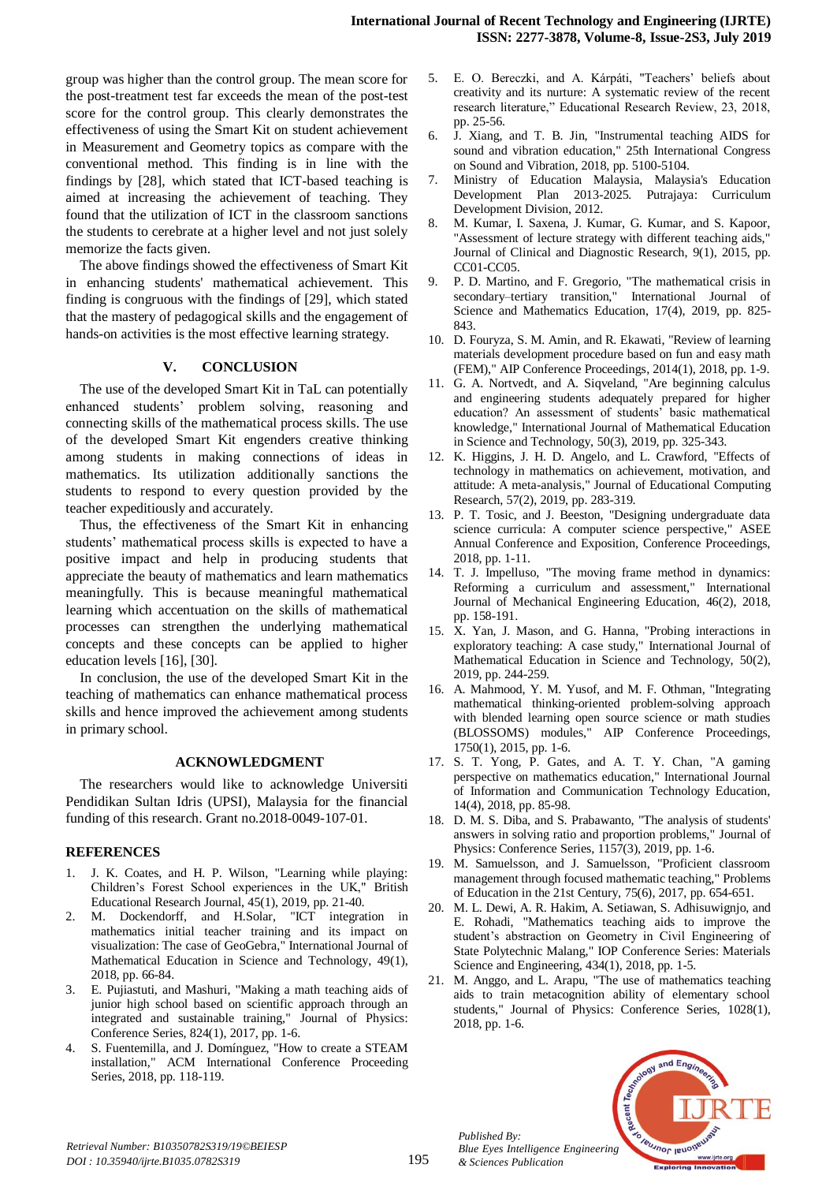group was higher than the control group. The mean score for the post-treatment test far exceeds the mean of the post-test score for the control group. This clearly demonstrates the effectiveness of using the Smart Kit on student achievement in Measurement and Geometry topics as compare with the conventional method. This finding is in line with the findings by [28], which stated that ICT-based teaching is aimed at increasing the achievement of teaching. They found that the utilization of ICT in the classroom sanctions the students to cerebrate at a higher level and not just solely memorize the facts given.

The above findings showed the effectiveness of Smart Kit in enhancing students' mathematical achievement. This finding is congruous with the findings of [29], which stated that the mastery of pedagogical skills and the engagement of hands-on activities is the most effective learning strategy.

## V. CONCLUSION

The use of the developed Smart Kit in TaL can potentially enhanced students' problem solving, reasoning and connecting skills of the mathematical process skills. The use of the developed Smart Kit engenders creative thinking among students in making connections of ideas in mathematics. Its utilization additionally sanctions the students to respond to every question provided by the teacher expeditiously and accurately.

Thus, the effectiveness of the Smart Kit in enhancing students' mathematical process skills is expected to have a positive impact and help in producing students that appreciate the beauty of mathematics and learn mathematics meaningfully. This is because meaningful mathematical learning which accentuation on the skills of mathematical processes can strengthen the underlying mathematical concepts and these concepts can be applied to higher education levels [16], [30].

In conclusion, the use of the developed Smart Kit in the teaching of mathematics can enhance mathematical process skills and hence improved the achievement among students in primary school.

## ACKNOWLEDGMENT

The researchers would like to acknowledge Universiti Pendidikan Sultan Idris (UPSI), Malaysia for the financial funding of this research. Grant no.2018-0049-107-01.

## REFERENCES

1. J. K. Coates, and H. P. Wilson, "Learning while playing: Children's Forest School experiences in the UK," British Educational Research Journal, 45(1), 2019, pp. 21-40.
2. M. Dockendorff, and H.Solar, "ICT integration in mathematics initial teacher training and its impact on visualization: The case of GeoGebra," International Journal of Mathematical Education in Science and Technology, 49(1), 2018, pp. 66-84.
3. E. Pujiastuti, and Mashuri, "Making a math teaching aids of junior high school based on scientific approach through an integrated and sustainable training," Journal of Physics: Conference Series, 824(1), 2017, pp. 1-6.
4. S. Fuentemilla, and J. Domínguez, "How to create a STEAM installation," ACM International Conference Proceeding Series, 2018, pp. 118-119.
5. E. O. Bereczki, and A. Kárpáti, "Teachers' beliefs about creativity and its nurture: A systematic review of the recent research literature," Educational Research Review, 23, 2018, pp. 25-56.
6. J. Xiang, and T. B. Jin, "Instrumental teaching AIDS for sound and vibration education," 25th International Congress on Sound and Vibration, 2018, pp. 5100-5104.
7. Ministry of Education Malaysia, Malaysia's Education Development Plan 2013-2025. Putrajaya: Curriculum Development Division, 2012.
8. M. Kumar, I. Saxena, J. Kumar, G. Kumar, and S. Kapoor, "Assessment of lecture strategy with different teaching aids," Journal of Clinical and Diagnostic Research, 9(1), 2015, pp. CC01-CC05.
9. P. D. Martino, and F. Gregorio, "The mathematical crisis in secondary–tertiary transition," International Journal of Science and Mathematics Education, 17(4), 2019, pp. 825-843.
10. D. Fouryza, S. M. Amin, and R. Ekawati, "Review of learning materials development procedure based on fun and easy math (FEM)," AIP Conference Proceedings, 2014(1), 2018, pp. 1-9.
11. G. A. Nortvedt, and A. Siqveland, "Are beginning calculus and engineering students adequately prepared for higher education? An assessment of students' basic mathematical knowledge," International Journal of Mathematical Education in Science and Technology, 50(3), 2019, pp. 325-343.
12. K. Higgins, J. H. D. Angelo, and L. Crawford, "Effects of technology in mathematics on achievement, motivation, and attitude: A meta-analysis," Journal of Educational Computing Research, 57(2), 2019, pp. 283-319.
13. P. T. Tosic, and J. Beeston, "Designing undergraduate data science curricula: A computer science perspective," ASEE Annual Conference and Exposition, Conference Proceedings, 2018, pp. 1-11.
14. T. J. Impelluso, "The moving frame method in dynamics: Reforming a curriculum and assessment," International Journal of Mechanical Engineering Education, 46(2), 2018, pp. 158-191.
15. X. Yan, J. Mason, and G. Hanna, "Probing interactions in exploratory teaching: A case study," International Journal of Mathematical Education in Science and Technology, 50(2), 2019, pp. 244-259.
16. A. Mahmood, Y. M. Yusof, and M. F. Othman, "Integrating mathematical thinking-oriented problem-solving approach with blended learning open source science or math studies (BLOSSOMS) modules," AIP Conference Proceedings, 1750(1), 2015, pp. 1-6.
17. S. T. Yong, P. Gates, and A. T. Y. Chan, "A gaming perspective on mathematics education," International Journal of Information and Communication Technology Education, 14(4), 2018, pp. 85-98.
18. D. M. S. Diba, and S. Prabawanto, "The analysis of students' answers in solving ratio and proportion problems," Journal of Physics: Conference Series, 1157(3), 2019, pp. 1-6.
19. M. Samuelsson, and J. Samuelsson, "Proficient classroom management through focused mathematic teaching," Problems of Education in the 21st Century, 75(6), 2017, pp. 654-651.
20. M. L. Dewi, A. R. Hakim, A. Setiawan, S. Adhisuwignjo, and E. Rohadi, "Mathematics teaching aids to improve the student's abstraction on Geometry in Civil Engineering of State Polytechnic Malang," IOP Conference Series: Materials Science and Engineering, 434(1), 2018, pp. 1-5.
21. M. Anggo, and L. Arapu, "The use of mathematics teaching aids to train metacognition ability of elementary school students," Journal of Physics: Conference Series, 1028(1), 2018, pp. 1-6.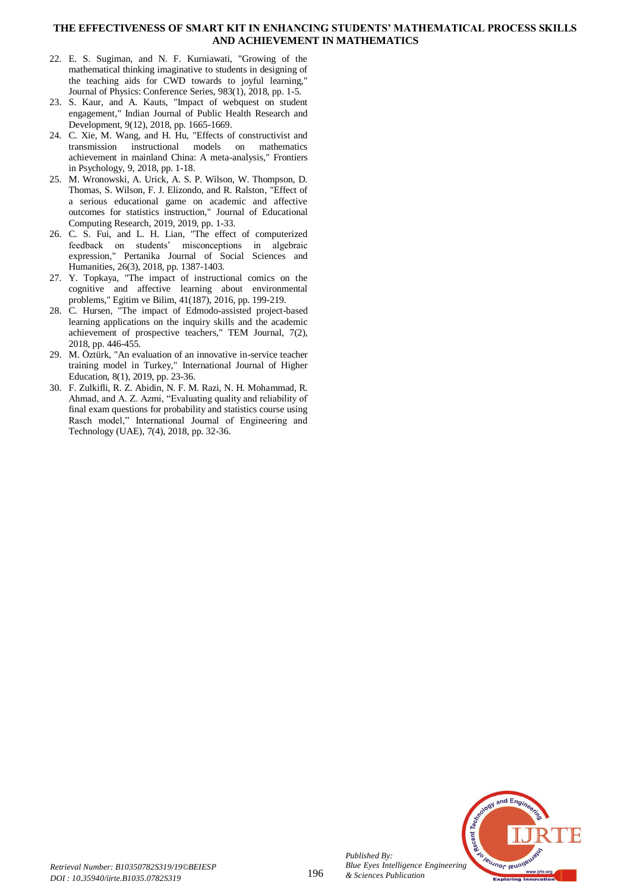22. E. S. Sugiman, and N. F. Kurniawati, "Growing of the mathematical thinking imaginative to students in designing of the teaching aids for CWD towards to joyful learning," Journal of Physics: Conference Series, 983(1), 2018, pp. 1-5.
23. S. Kaur, and A. Kauts, "Impact of webquest on student engagement," Indian Journal of Public Health Research and Development, 9(12), 2018, pp. 1665-1669.
24. C. Xie, M. Wang, and H. Hu, "Effects of constructivist and transmission instructional models on mathematics achievement in mainland China: A meta-analysis," Frontiers in Psychology, 9, 2018, pp. 1-18.
25. M. Wronowski, A. Urick, A. S. P. Wilson, W. Thompson, D. Thomas, S. Wilson, F. J. Elizondo, and R. Ralston, "Effect of a serious educational game on academic and affective outcomes for statistics instruction," Journal of Educational Computing Research, 2019, 2019, pp. 1-33.
26. C. S. Fui, and L. H. Lian, "The effect of computerized feedback on students' misconceptions in algebraic expression," Pertanika Journal of Social Sciences and Humanities, 26(3), 2018, pp. 1387-1403.
27. Y. Topkaya, "The impact of instructional comics on the cognitive and affective learning about environmental problems," Egitim ve Bilim, 41(187), 2016, pp. 199-219.
28. C. Hursen, "The impact of Edmodo-assisted project-based learning applications on the inquiry skills and the academic achievement of prospective teachers," TEM Journal, 7(2), 2018, pp. 446-455.
29. M. Öztürk, "An evaluation of an innovative in-service teacher training model in Turkey," International Journal of Higher Education, 8(1), 2019, pp. 23-36.
30. F. Zulkifli, R. Z. Abidin, N. F. M. Razi, N. H. Mohammad, R. Ahmad, and A. Z. Azmi, "Evaluating quality and reliability of final exam questions for probability and statistics course using Rasch model," International Journal of Engineering and Technology (UAE), 7(4), 2018, pp. 32-36.